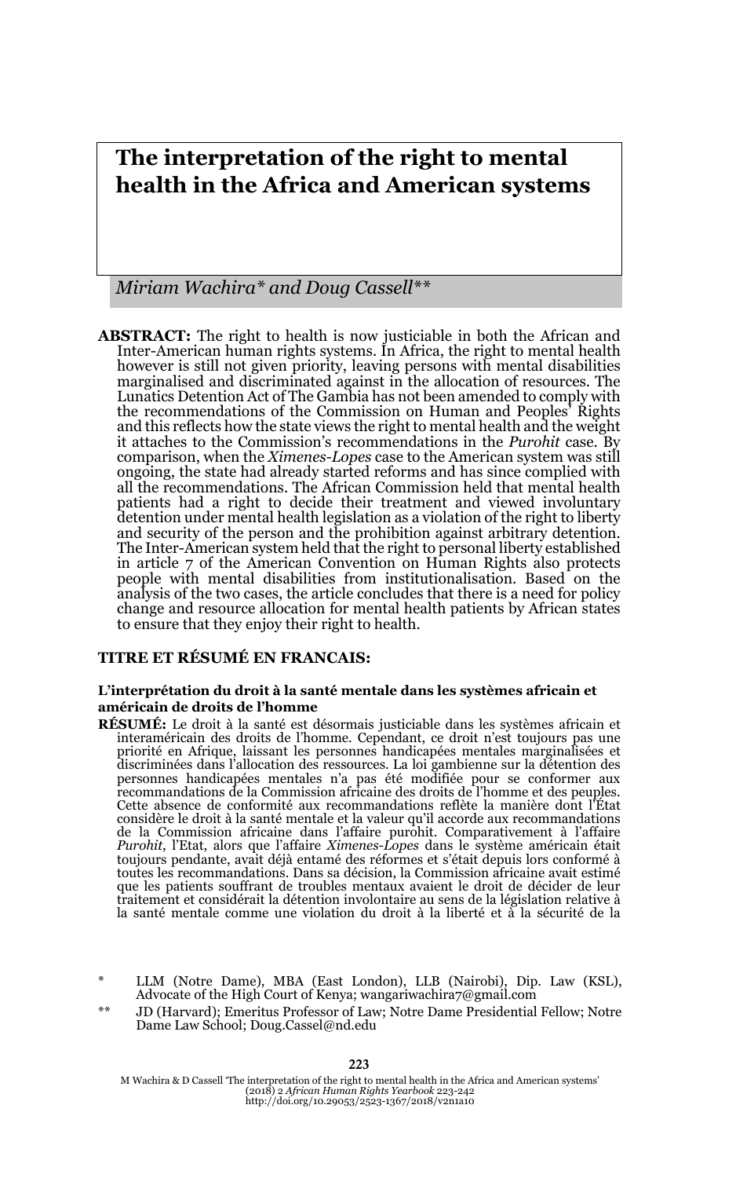# The interpretation of the right to mental health in the Africa and American systems

*Miriam Wachira\* and Doug Cassell\*\**

**ABSTRACT:** The right to health is now justiciable in both the African and Inter-American human rights systems. In Africa, the right to mental health however is still not given priority, leaving persons with mental disabilities marginalised and discriminated against in the allocation of resources. The Lunatics Detention Act of The Gambia has not been amended to comply with the recommendations of the Commission on Human and Peoples' Rights and this reflects how the state views the right to mental health and the weight it attaches to the Commission's recommendations in the *Purohit* case. By comparison, when the *Ximenes-Lopes* case to the American system was still ongoing, the state had already started reforms and has since complied with all the recommendations. The African Commission held that mental health patients had a right to decide their treatment and viewed involuntary detention under mental health legislation as a violation of the right to liberty and security of the person and the prohibition against arbitrary detention. The Inter-American system held that the right to personal liberty established in article 7 of the American Convention on Human Rights also protects people with mental disabilities from institutionalisation. Based on the analysis of the two cases, the article concludes that there is a need for policy change and resource allocation for mental health patients by African states to ensure that they enjoy their right to health.

**TITRE ET RÉSUMÉ EN FRANCAIS:**

**L'interprétation du droit à la santé mentale dans les systèmes africain et américain de droits de l'homme**

**RÉSUMÉ:** Le droit à la santé est désormais justiciable dans les systèmes africain et interaméricain des droits de l'homme. Cependant, ce droit n'est toujours pas une priorité en Afrique, laissant les personnes handicapées mentales marginalisées et discriminées dans l'allocation des ressources. La loi gambienne sur la détention des personnes handicapées mentales n'a pas été modifiée pour se conformer aux recommandations de la Commission africaine des droits de l'homme et des peuples. Cette absence de conformité aux recommandations reflète la manière dont l'État considère le droit à la santé mentale et la valeur qu'il accorde aux recommandations de la Commission africaine dans l'affaire purohit. Comparativement à l'affaire *Purohit*, l'Etat, alors que l'affaire *Ximenes-Lopes* dans le système américain était toujours pendante, avait déjà entamé des réformes et s'était depuis lors conformé à toutes les recommandations. Dans sa décision, la Commission africaine avait estimé que les patients souffrant de troubles mentaux avaient le droit de décider de leur traitement et considérait la détention involontaire au sens de la législation relative à la santé mentale comme une violation du droit à la liberté et à la sécurité de la

\* LLM (Notre Dame), MBA (East London), LLB (Nairobi), Dip. Law (KSL), Advocate of the High Court of Kenya; wangariwachira7@gmail.com

\*\* JD (Harvard); Emeritus Professor of Law; Notre Dame Presidential Fellow; Notre Dame Law School; Doug.Cassel@nd.edu

M Wachira & D Cassell 'The interpretation of the right to mental health in the Africa and American systems' (2018) 2 *African Human Rights Yearbook* 223-242
http://doi.org/10.29053/2523-1367/2018/v2n1a10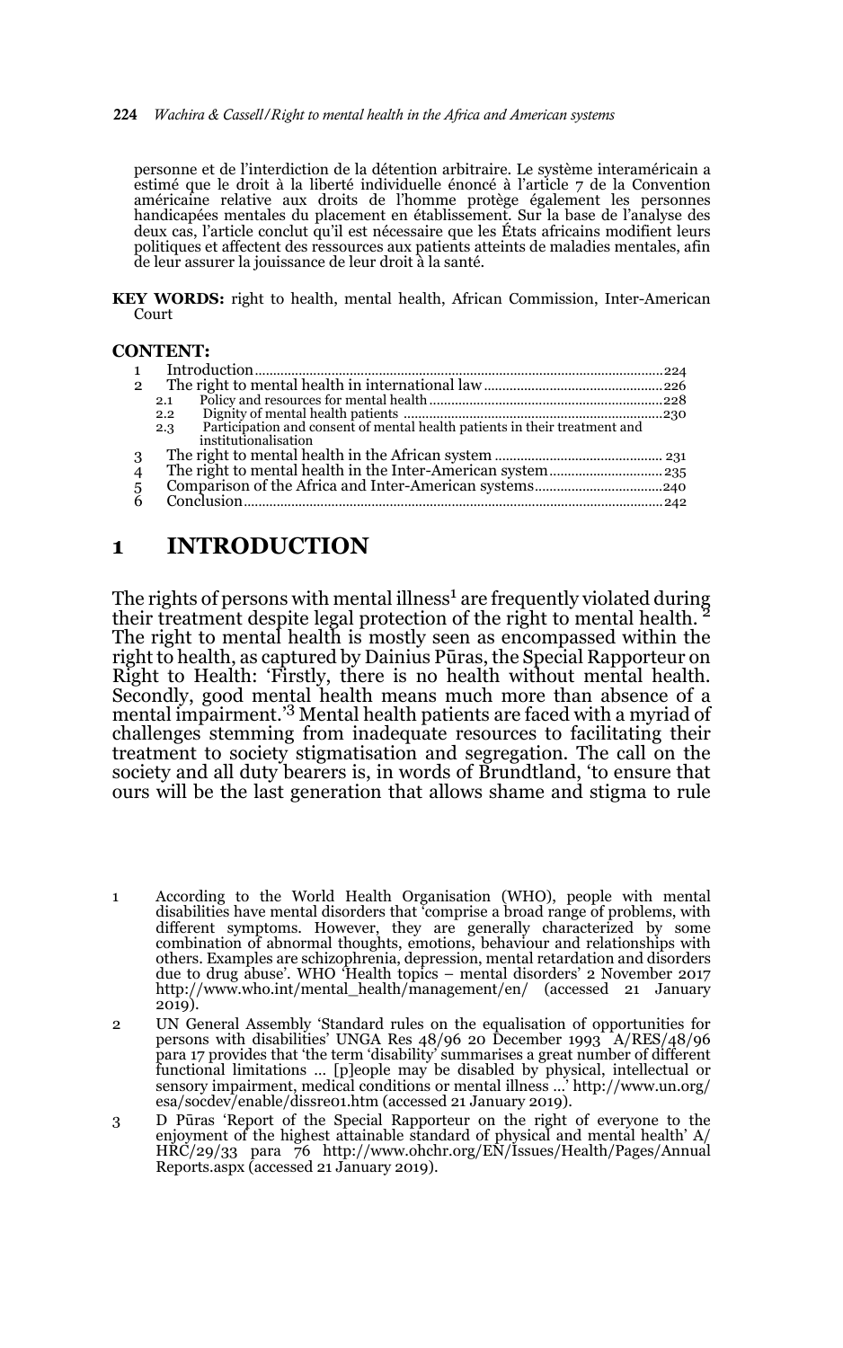personne et de l'interdiction de la détention arbitraire. Le système interaméricain a estimé que le droit à la liberté individuelle énoncé à l'article 7 de la Convention américaine relative aux droits de l'homme protège également les personnes handicapées mentales du placement en établissement. Sur la base de l'analyse des deux cas, l'article conclut qu'il est nécessaire que les États africains modifient leurs politiques et affectent des ressources aux patients atteints de maladies mentales, afin de leur assurer la jouissance de leur droit à la santé.

**KEY WORDS:** right to health, mental health, African Commission, Inter-American Court

**CONTENT:**

| | | |
|---|---|---|
| 1 | Introduction | 224 |
| 2 | The right to mental health in international law | 226 |
| | 2.1 Policy and resources for mental health | 228 |
| | 2.2 Dignity of mental health patients | 230 |
| | 2.3 Participation and consent of mental health patients in their treatment and institutionalisation | |
| 3 | The right to mental health in the African system | 231 |
| 4 | The right to mental health in the Inter-American system | 235 |
| 5 | Comparison of the Africa and Inter-American systems | 240 |
| 6 | Conclusion | 242 |

# 1 INTRODUCTION

The rights of persons with mental illness[1] are frequently violated during their treatment despite legal protection of the right to mental health.[2] The right to mental health is mostly seen as encompassed within the right to health, as captured by Dainius Pūras, the Special Rapporteur on Right to Health: 'Firstly, there is no health without mental health. Secondly, good mental health means much more than absence of a mental impairment.'[3] Mental health patients are faced with a myriad of challenges stemming from inadequate resources to facilitating their treatment to society stigmatisation and segregation. The call on the society and all duty bearers is, in words of Brundtland, 'to ensure that ours will be the last generation that allows shame and stigma to rule

1 According to the World Health Organisation (WHO), people with mental disabilities have mental disorders that 'comprise a broad range of problems, with different symptoms. However, they are generally characterized by some combination of abnormal thoughts, emotions, behaviour and relationships with others. Examples are schizophrenia, depression, mental retardation and disorders due to drug abuse'. WHO 'Health topics – mental disorders' 2 November 2017 http://www.who.int/mental_health/management/en/ (accessed 21 January 2019).

2 UN General Assembly 'Standard rules on the equalisation of opportunities for persons with disabilities' UNGA Res 48/96 20 December 1993 A/RES/48/96 para 17 provides that 'the term 'disability' summarises a great number of different functional limitations … [p]eople may be disabled by physical, intellectual or sensory impairment, medical conditions or mental illness …' http://www.un.org/esa/socdev/enable/dissre01.htm (accessed 21 January 2019).

3 D Pūras 'Report of the Special Rapporteur on the right of everyone to the enjoyment of the highest attainable standard of physical and mental health' A/HRC/29/33 para 76 http://www.ohchr.org/EN/Issues/Health/Pages/AnnualReports.aspx (accessed 21 January 2019).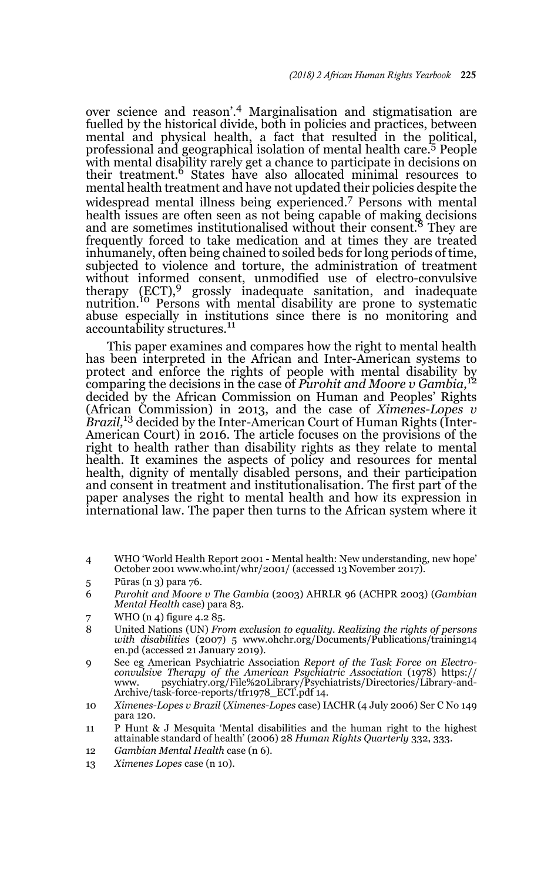over science and reason'.[4] Marginalisation and stigmatisation are fuelled by the historical divide, both in policies and practices, between mental and physical health, a fact that resulted in the political, professional and geographical isolation of mental health care.[5] People with mental disability rarely get a chance to participate in decisions on their treatment.[6] States have also allocated minimal resources to mental health treatment and have not updated their policies despite the widespread mental illness being experienced.[7] Persons with mental health issues are often seen as not being capable of making decisions and are sometimes institutionalised without their consent.[8] They are frequently forced to take medication and at times they are treated inhumanely, often being chained to soiled beds for long periods of time, subjected to violence and torture, the administration of treatment without informed consent, unmodified use of electro-convulsive therapy (ECT),[9] grossly inadequate sanitation, and inadequate nutrition.[10] Persons with mental disability are prone to systematic abuse especially in institutions since there is no monitoring and accountability structures.[11]

This paper examines and compares how the right to mental health has been interpreted in the African and Inter-American systems to protect and enforce the rights of people with mental disability by comparing the decisions in the case of *Purohit and Moore v Gambia,*[12] decided by the African Commission on Human and Peoples' Rights (African Commission) in 2013, and the case of *Ximenes-Lopes v Brazil,*[13] decided by the Inter-American Court of Human Rights (Inter-American Court) in 2016. The article focuses on the provisions of the right to health rather than disability rights as they relate to mental health. It examines the aspects of policy and resources for mental health, dignity of mentally disabled persons, and their participation and consent in treatment and institutionalisation. The first part of the paper analyses the right to mental health and how its expression in international law. The paper then turns to the African system where it

---

4 WHO 'World Health Report 2001 - Mental health: New understanding, new hope' October 2001 www.who.int/whr/2001/ (accessed 13 November 2017).

5 Pūras (n 3) para 76.

6 *Purohit and Moore v The Gambia* (2003) AHRLR 96 (ACHPR 2003) (*Gambian Mental Health* case) para 83.

7 WHO (n 4) figure 4.2 85.

8 United Nations (UN) *From exclusion to equality. Realizing the rights of persons with disabilities* (2007) 5 www.ohchr.org/Documents/Publications/training14 en.pd (accessed 21 January 2019).

9 See eg American Psychiatric Association *Report of the Task Force on Electro-convulsive Therapy of the American Psychiatric Association* (1978) https:// www. psychiatry.org/File%20Library/Psychiatrists/Directories/Library-and-Archive/task-force-reports/tfr1978_ECT.pdf 14.

10 *Ximenes-Lopes v Brazil* (*Ximenes-Lopes* case) IACHR (4 July 2006) Ser C No 149 para 120.

11 P Hunt & J Mesquita 'Mental disabilities and the human right to the highest attainable standard of health' (2006) 28 *Human Rights Quarterly* 332, 333.

12 *Gambian Mental Health* case (n 6).

13 *Ximenes Lopes* case (n 10).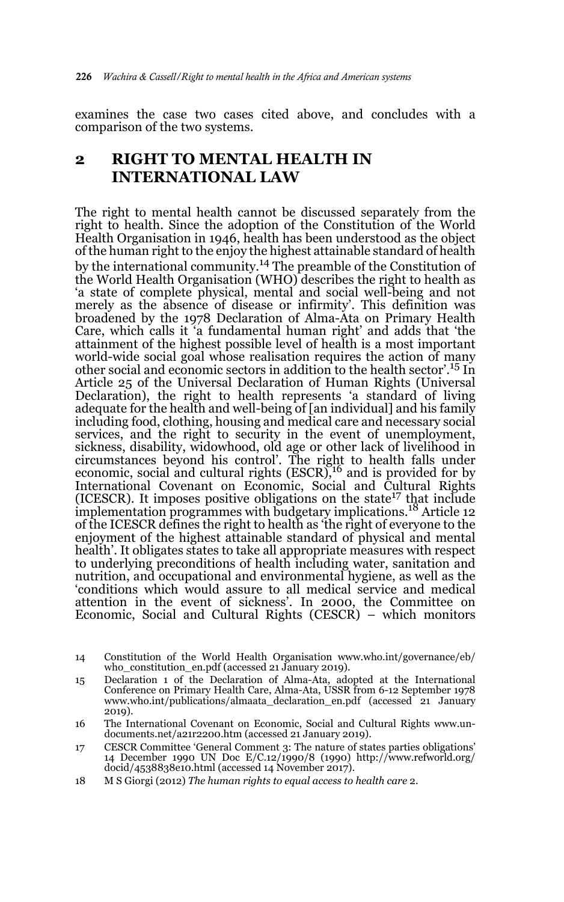examines the case two cases cited above, and concludes with a comparison of the two systems.

## 2 RIGHT TO MENTAL HEALTH IN INTERNATIONAL LAW

The right to mental health cannot be discussed separately from the right to health. Since the adoption of the Constitution of the World Health Organisation in 1946, health has been understood as the object of the human right to the enjoy the highest attainable standard of health by the international community.[14] The preamble of the Constitution of the World Health Organisation (WHO) describes the right to health as 'a state of complete physical, mental and social well-being and not merely as the absence of disease or infirmity'. This definition was broadened by the 1978 Declaration of Alma-Ata on Primary Health Care, which calls it 'a fundamental human right' and adds that 'the attainment of the highest possible level of health is a most important world-wide social goal whose realisation requires the action of many other social and economic sectors in addition to the health sector'.[15] In Article 25 of the Universal Declaration of Human Rights (Universal Declaration), the right to health represents 'a standard of living adequate for the health and well-being of [an individual] and his family including food, clothing, housing and medical care and necessary social services, and the right to security in the event of unemployment, sickness, disability, widowhood, old age or other lack of livelihood in circumstances beyond his control'. The right to health falls under economic, social and cultural rights (ESCR),[16] and is provided for by International Covenant on Economic, Social and Cultural Rights (ICESCR). It imposes positive obligations on the state[17] that include implementation programmes with budgetary implications.[18] Article 12 of the ICESCR defines the right to health as 'the right of everyone to the enjoyment of the highest attainable standard of physical and mental health'. It obligates states to take all appropriate measures with respect to underlying preconditions of health including water, sanitation and nutrition, and occupational and environmental hygiene, as well as the 'conditions which would assure to all medical service and medical attention in the event of sickness'. In 2000, the Committee on Economic, Social and Cultural Rights (CESCR) – which monitors

14 Constitution of the World Health Organisation www.who.int/governance/eb/who_constitution_en.pdf (accessed 21 January 2019).

15 Declaration 1 of the Declaration of Alma-Ata, adopted at the International Conference on Primary Health Care, Alma-Ata, USSR from 6-12 September 1978 www.who.int/publications/almaata_declaration_en.pdf (accessed 21 January 2019).

16 The International Covenant on Economic, Social and Cultural Rights www.un-documents.net/a21r2200.htm (accessed 21 January 2019).

17 CESCR Committee 'General Comment 3: The nature of states parties obligations' 14 December 1990 UN Doc E/C.12/1990/8 (1990) http://www.refworld.org/docid/4538838e10.html (accessed 14 November 2017).

18 M S Giorgi (2012) *The human rights to equal access to health care* 2.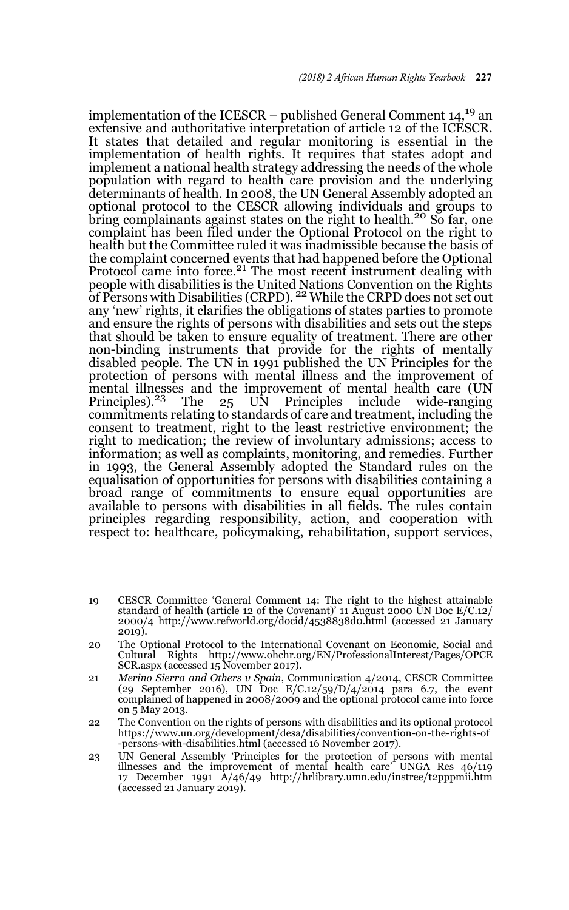implementation of the ICESCR – published General Comment 14,[19] an extensive and authoritative interpretation of article 12 of the ICESCR. It states that detailed and regular monitoring is essential in the implementation of health rights. It requires that states adopt and implement a national health strategy addressing the needs of the whole population with regard to health care provision and the underlying determinants of health. In 2008, the UN General Assembly adopted an optional protocol to the CESCR allowing individuals and groups to bring complainants against states on the right to health.[20] So far, one complaint has been filed under the Optional Protocol on the right to health but the Committee ruled it was inadmissible because the basis of the complaint concerned events that had happened before the Optional Protocol came into force.[21] The most recent instrument dealing with people with disabilities is the United Nations Convention on the Rights of Persons with Disabilities (CRPD). [22] While the CRPD does not set out any 'new' rights, it clarifies the obligations of states parties to promote and ensure the rights of persons with disabilities and sets out the steps that should be taken to ensure equality of treatment. There are other non-binding instruments that provide for the rights of mentally disabled people. The UN in 1991 published the UN Principles for the protection of persons with mental illness and the improvement of mental illnesses and the improvement of mental health care (UN Principles).[23] The 25 UN Principles include wide-ranging commitments relating to standards of care and treatment, including the consent to treatment, right to the least restrictive environment; the right to medication; the review of involuntary admissions; access to information; as well as complaints, monitoring, and remedies. Further in 1993, the General Assembly adopted the Standard rules on the equalisation of opportunities for persons with disabilities containing a broad range of commitments to ensure equal opportunities are available to persons with disabilities in all fields. The rules contain principles regarding responsibility, action, and cooperation with respect to: healthcare, policymaking, rehabilitation, support services,

---

19 CESCR Committee 'General Comment 14: The right to the highest attainable standard of health (article 12 of the Covenant)' 11 August 2000 UN Doc E/C.12/2000/4 http://www.refworld.org/docid/4538838d0.html (accessed 21 January 2019).

20 The Optional Protocol to the International Covenant on Economic, Social and Cultural Rights http://www.ohchr.org/EN/ProfessionalInterest/Pages/OPCESCR.aspx (accessed 15 November 2017).

21 *Merino Sierra and Others v Spain*, Communication 4/2014, CESCR Committee (29 September 2016), UN Doc E/C.12/59/D/4/2014 para 6.7, the event complained of happened in 2008/2009 and the optional protocol came into force on 5 May 2013.

22 The Convention on the rights of persons with disabilities and its optional protocol https://www.un.org/development/desa/disabilities/convention-on-the-rights-of-persons-with-disabilities.html (accessed 16 November 2017).

23 UN General Assembly 'Principles for the protection of persons with mental illnesses and the improvement of mental health care' UNGA Res 46/119 17 December 1991 A/46/49 http://hrlibrary.umn.edu/instree/t2pppmii.htm (accessed 21 January 2019).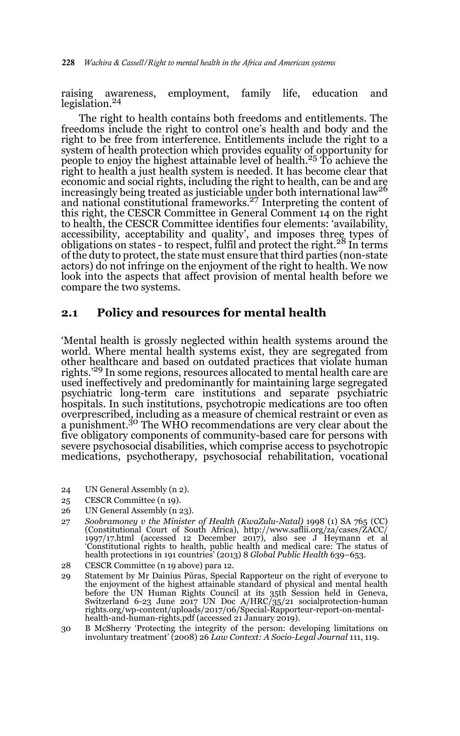raising awareness, employment, family life, education and legislation.[24]

The right to health contains both freedoms and entitlements. The freedoms include the right to control one's health and body and the right to be free from interference. Entitlements include the right to a system of health protection which provides equality of opportunity for people to enjoy the highest attainable level of health.[25] To achieve the right to health a just health system is needed. It has become clear that economic and social rights, including the right to health, can be and are increasingly being treated as justiciable under both international law[26] and national constitutional frameworks.[27] Interpreting the content of this right, the CESCR Committee in General Comment 14 on the right to health, the CESCR Committee identifies four elements: 'availability, accessibility, acceptability and quality', and imposes three types of obligations on states - to respect, fulfil and protect the right.[28] In terms of the duty to protect, the state must ensure that third parties (non-state actors) do not infringe on the enjoyment of the right to health. We now look into the aspects that affect provision of mental health before we compare the two systems.

## 2.1 Policy and resources for mental health

'Mental health is grossly neglected within health systems around the world. Where mental health systems exist, they are segregated from other healthcare and based on outdated practices that violate human rights.'[29] In some regions, resources allocated to mental health care are used ineffectively and predominantly for maintaining large segregated psychiatric long-term care institutions and separate psychiatric hospitals. In such institutions, psychotropic medications are too often overprescribed, including as a measure of chemical restraint or even as a punishment.[30] The WHO recommendations are very clear about the five obligatory components of community-based care for persons with severe psychosocial disabilities, which comprise access to psychotropic medications, psychotherapy, psychosocial rehabilitation, vocational

24 UN General Assembly (n 2).

25 CESCR Committee (n 19).

26 UN General Assembly (n 23).

27 *Soobramoney v the Minister of Health (KwaZulu-Natal)* 1998 (1) SA 765 (CC) (Constitutional Court of South Africa), http://www.saflii.org/za/cases/ZACC/1997/17.html (accessed 12 December 2017), also see J Heymann et al 'Constitutional rights to health, public health and medical care: The status of health protections in 191 countries' (2013) 8 *Global Public Health* 639–653.

28 CESCR Committee (n 19 above) para 12.

29 Statement by Mr Dainius Pūras, Special Rapporteur on the right of everyone to the enjoyment of the highest attainable standard of physical and mental health before the UN Human Rights Council at its 35th Session held in Geneva, Switzerland 6-23 June 2017 UN Doc A/HRC/35/21 socialprotection-human rights.org/wp-content/uploads/2017/06/Special-Rapporteur-report-on-mental-health-and-human-rights.pdf (accessed 21 January 2019).

30 B McSherry 'Protecting the integrity of the person: developing limitations on involuntary treatment' (2008) 26 *Law Context: A Socio-Legal Journal* 111, 119.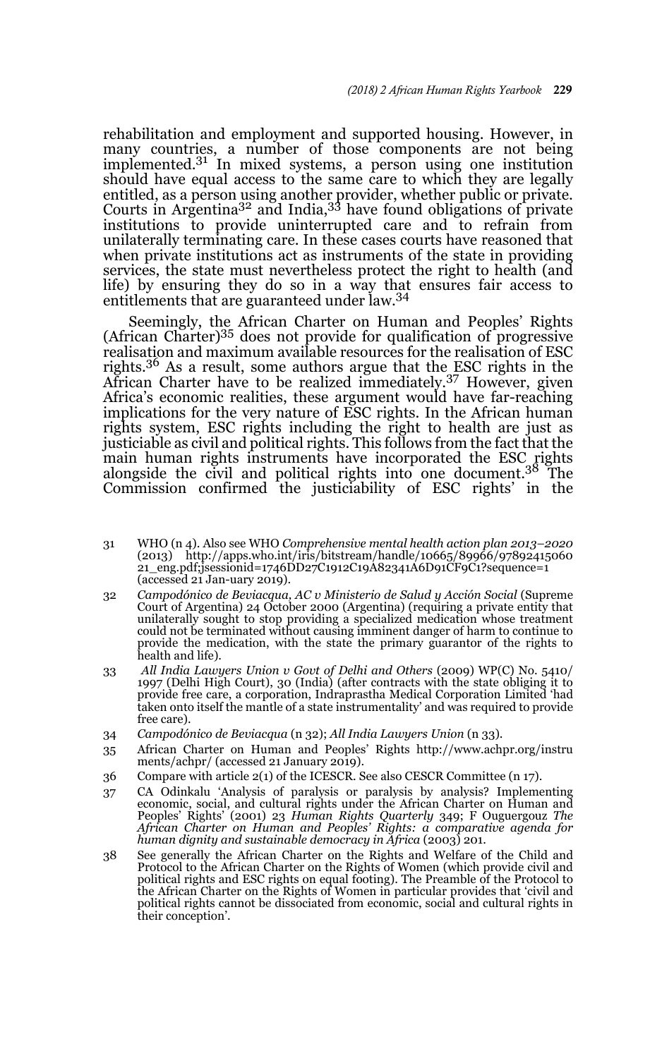rehabilitation and employment and supported housing. However, in many countries, a number of those components are not being implemented.[31] In mixed systems, a person using one institution should have equal access to the same care to which they are legally entitled, as a person using another provider, whether public or private. Courts in Argentina[32] and India,[33] have found obligations of private institutions to provide uninterrupted care and to refrain from unilaterally terminating care. In these cases courts have reasoned that when private institutions act as instruments of the state in providing services, the state must nevertheless protect the right to health (and life) by ensuring they do so in a way that ensures fair access to entitlements that are guaranteed under law.[34]

Seemingly, the African Charter on Human and Peoples' Rights (African Charter)[35] does not provide for qualification of progressive realisation and maximum available resources for the realisation of ESC rights.[36] As a result, some authors argue that the ESC rights in the African Charter have to be realized immediately.[37] However, given Africa's economic realities, these argument would have far-reaching implications for the very nature of ESC rights. In the African human rights system, ESC rights including the right to health are just as justiciable as civil and political rights. This follows from the fact that the main human rights instruments have incorporated the ESC rights alongside the civil and political rights into one document.[38] The Commission confirmed the justiciability of ESC rights' in the

---

31 WHO (n 4). Also see WHO *Comprehensive mental health action plan 2013–2020* (2013) http://apps.who.int/iris/bitstream/handle/10665/89966/9789241506021_eng.pdf;jsessionid=1746DD27C1912C19A82341A6D91CF9C1?sequence=1 (accessed 21 Jan-uary 2019).

32 *Campodónico de Beviacqua, AC v Ministerio de Salud y Acción Social* (Supreme Court of Argentina) 24 October 2000 (Argentina) (requiring a private entity that unilaterally sought to stop providing a specialized medication whose treatment could not be terminated without causing imminent danger of harm to continue to provide the medication, with the state the primary guarantor of the rights to health and life).

33 *All India Lawyers Union v Govt of Delhi and Others* (2009) WP(C) No. 5410/1997 (Delhi High Court), 30 (India) (after contracts with the state obliging it to provide free care, a corporation, Indraprastha Medical Corporation Limited 'had taken onto itself the mantle of a state instrumentality' and was required to provide free care).

34 *Campodónico de Beviacqua* (n 32); *All India Lawyers Union* (n 33).

35 African Charter on Human and Peoples' Rights http://www.achpr.org/instruments/achpr/ (accessed 21 January 2019).

36 Compare with article 2(1) of the ICESCR. See also CESCR Committee (n 17).

37 CA Odinkalu 'Analysis of paralysis or paralysis by analysis? Implementing economic, social, and cultural rights under the African Charter on Human and Peoples' Rights' (2001) 23 *Human Rights Quarterly* 349; F Ouguergouz *The African Charter on Human and Peoples' Rights: a comparative agenda for human dignity and sustainable democracy in Africa* (2003) 201.

38 See generally the African Charter on the Rights and Welfare of the Child and Protocol to the African Charter on the Rights of Women (which provide civil and political rights and ESC rights on equal footing). The Preamble of the Protocol to the African Charter on the Rights of Women in particular provides that 'civil and political rights cannot be dissociated from economic, social and cultural rights in their conception'.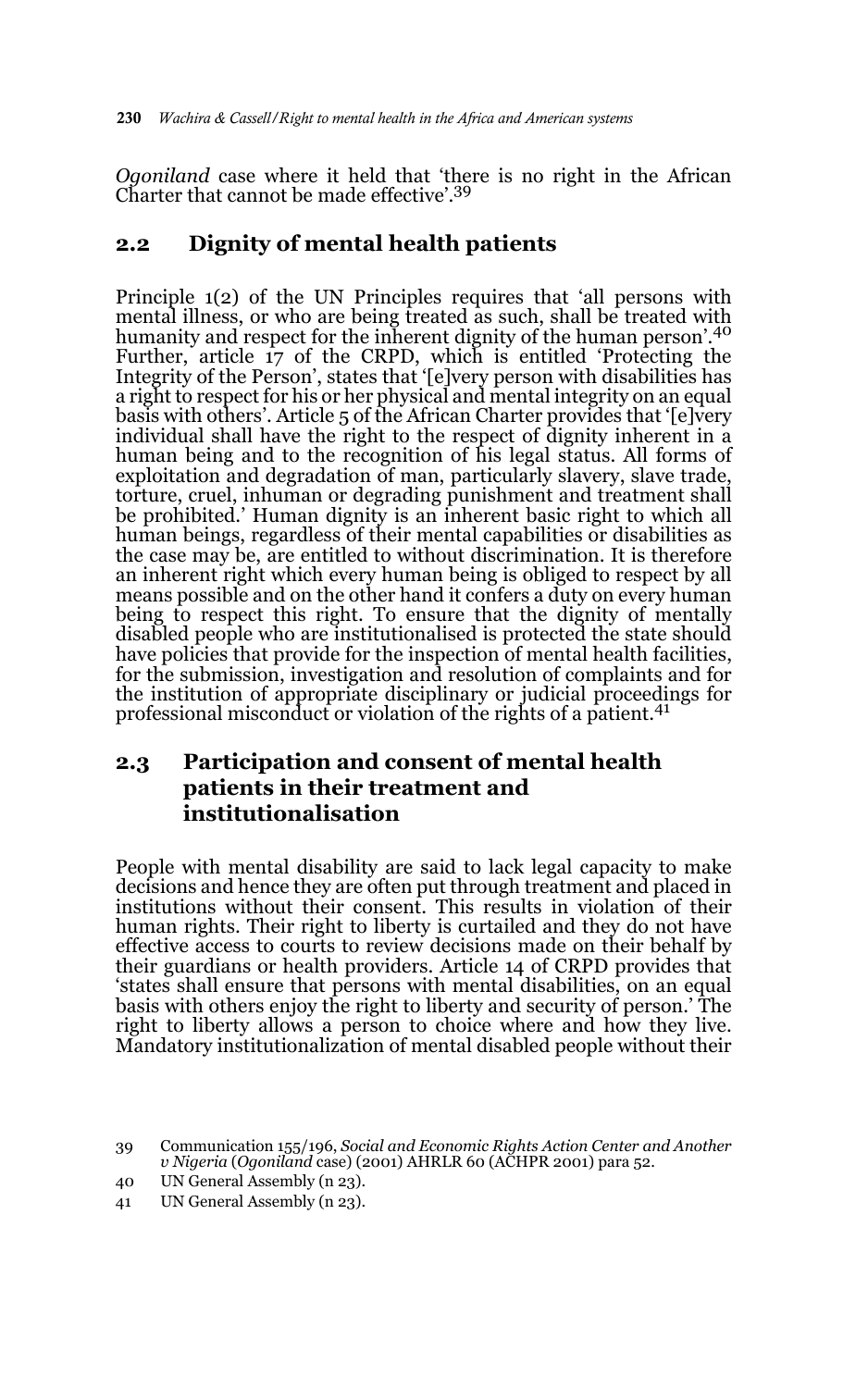*Ogoniland* case where it held that 'there is no right in the African Charter that cannot be made effective'.[39]

## 2.2 Dignity of mental health patients

Principle 1(2) of the UN Principles requires that 'all persons with mental illness, or who are being treated as such, shall be treated with humanity and respect for the inherent dignity of the human person'.[40] Further, article 17 of the CRPD, which is entitled 'Protecting the Integrity of the Person', states that '[e]very person with disabilities has a right to respect for his or her physical and mental integrity on an equal basis with others'. Article 5 of the African Charter provides that '[e]very individual shall have the right to the respect of dignity inherent in a human being and to the recognition of his legal status. All forms of exploitation and degradation of man, particularly slavery, slave trade, torture, cruel, inhuman or degrading punishment and treatment shall be prohibited.' Human dignity is an inherent basic right to which all human beings, regardless of their mental capabilities or disabilities as the case may be, are entitled to without discrimination. It is therefore an inherent right which every human being is obliged to respect by all means possible and on the other hand it confers a duty on every human being to respect this right. To ensure that the dignity of mentally disabled people who are institutionalised is protected the state should have policies that provide for the inspection of mental health facilities, for the submission, investigation and resolution of complaints and for the institution of appropriate disciplinary or judicial proceedings for professional misconduct or violation of the rights of a patient.[41]

## 2.3 Participation and consent of mental health patients in their treatment and institutionalisation

People with mental disability are said to lack legal capacity to make decisions and hence they are often put through treatment and placed in institutions without their consent. This results in violation of their human rights. Their right to liberty is curtailed and they do not have effective access to courts to review decisions made on their behalf by their guardians or health providers. Article 14 of CRPD provides that 'states shall ensure that persons with mental disabilities, on an equal basis with others enjoy the right to liberty and security of person.' The right to liberty allows a person to choice where and how they live. Mandatory institutionalization of mental disabled people without their

---

39 Communication 155/196, *Social and Economic Rights Action Center and Another v Nigeria* (*Ogoniland* case) (2001) AHRLR 60 (ACHPR 2001) para 52.

40 UN General Assembly (n 23).

41 UN General Assembly (n 23).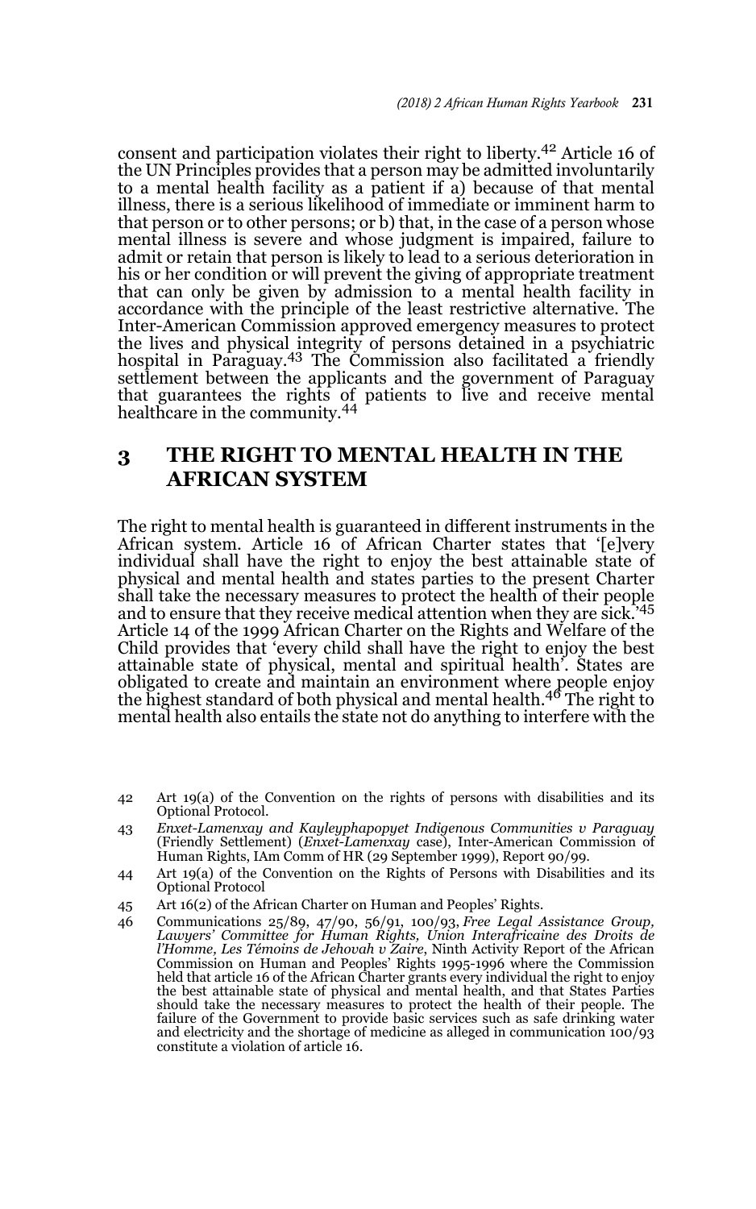consent and participation violates their right to liberty.[42] Article 16 of the UN Principles provides that a person may be admitted involuntarily to a mental health facility as a patient if a) because of that mental illness, there is a serious likelihood of immediate or imminent harm to that person or to other persons; or b) that, in the case of a person whose mental illness is severe and whose judgment is impaired, failure to admit or retain that person is likely to lead to a serious deterioration in his or her condition or will prevent the giving of appropriate treatment that can only be given by admission to a mental health facility in accordance with the principle of the least restrictive alternative. The Inter-American Commission approved emergency measures to protect the lives and physical integrity of persons detained in a psychiatric hospital in Paraguay.[43] The Commission also facilitated a friendly settlement between the applicants and the government of Paraguay that guarantees the rights of patients to live and receive mental healthcare in the community.[44]

## 3 THE RIGHT TO MENTAL HEALTH IN THE AFRICAN SYSTEM

The right to mental health is guaranteed in different instruments in the African system. Article 16 of African Charter states that '[e]very individual shall have the right to enjoy the best attainable state of physical and mental health and states parties to the present Charter shall take the necessary measures to protect the health of their people and to ensure that they receive medical attention when they are sick.'[45] Article 14 of the 1999 African Charter on the Rights and Welfare of the Child provides that 'every child shall have the right to enjoy the best attainable state of physical, mental and spiritual health'. States are obligated to create and maintain an environment where people enjoy the highest standard of both physical and mental health.[46] The right to mental health also entails the state not do anything to interfere with the

---

42 Art 19(a) of the Convention on the rights of persons with disabilities and its Optional Protocol.

43 *Enxet-Lamenxay and Kayleyphapopyet Indigenous Communities v Paraguay* (Friendly Settlement) (*Enxet-Lamenxay* case), Inter-American Commission of Human Rights, IAm Comm of HR (29 September 1999), Report 90/99.

44 Art 19(a) of the Convention on the Rights of Persons with Disabilities and its Optional Protocol

45 Art 16(2) of the African Charter on Human and Peoples' Rights.

46 Communications 25/89, 47/90, 56/91, 100/93, *Free Legal Assistance Group, Lawyers' Committee for Human Rights, Union Interafricaine des Droits de l'Homme, Les Témoins de Jehovah v Zaire*, Ninth Activity Report of the African Commission on Human and Peoples' Rights 1995-1996 where the Commission held that article 16 of the African Charter grants every individual the right to enjoy the best attainable state of physical and mental health, and that States Parties should take the necessary measures to protect the health of their people. The failure of the Government to provide basic services such as safe drinking water and electricity and the shortage of medicine as alleged in communication 100/93 constitute a violation of article 16.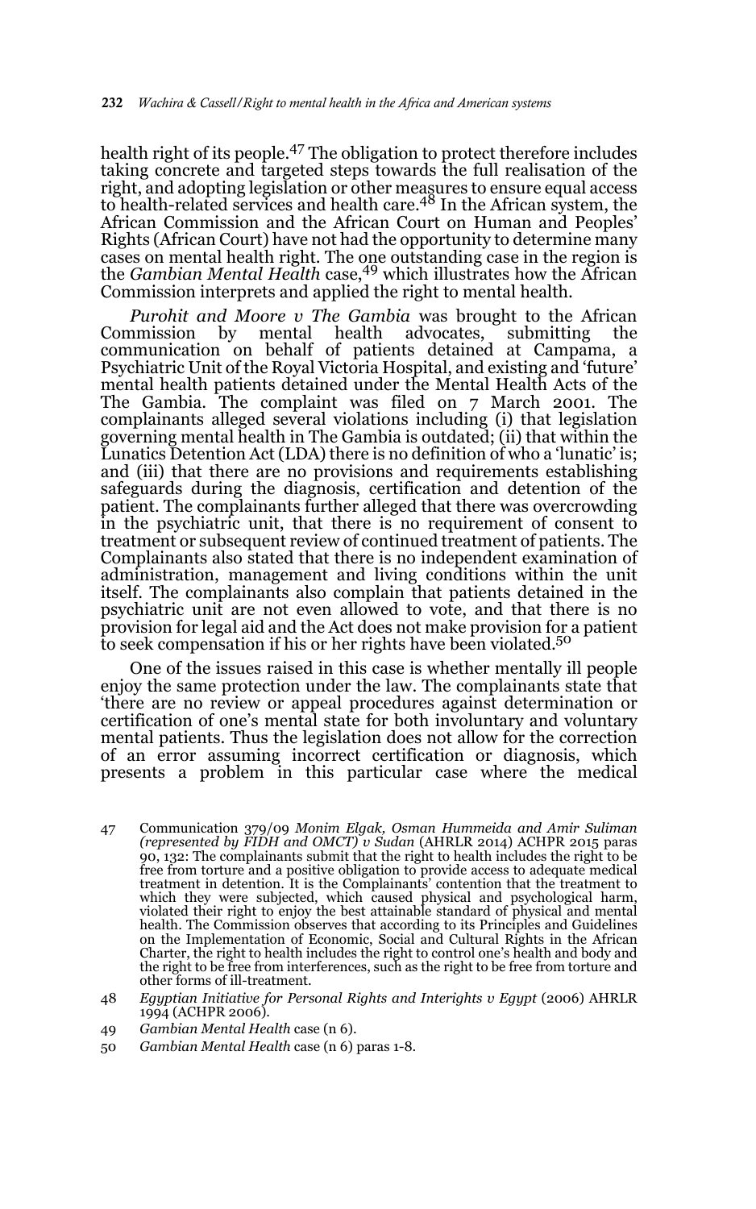health right of its people.[47] The obligation to protect therefore includes taking concrete and targeted steps towards the full realisation of the right, and adopting legislation or other measures to ensure equal access to health-related services and health care.[48] In the African system, the African Commission and the African Court on Human and Peoples' Rights (African Court) have not had the opportunity to determine many cases on mental health right. The one outstanding case in the region is the *Gambian Mental Health* case,[49] which illustrates how the African Commission interprets and applied the right to mental health.

*Purohit and Moore v The Gambia* was brought to the African Commission by mental health advocates, submitting the communication on behalf of patients detained at Campama, a Psychiatric Unit of the Royal Victoria Hospital, and existing and 'future' mental health patients detained under the Mental Health Acts of the The Gambia. The complaint was filed on 7 March 2001. The complainants alleged several violations including (i) that legislation governing mental health in The Gambia is outdated; (ii) that within the Lunatics Detention Act (LDA) there is no definition of who a 'lunatic' is; and (iii) that there are no provisions and requirements establishing safeguards during the diagnosis, certification and detention of the patient. The complainants further alleged that there was overcrowding in the psychiatric unit, that there is no requirement of consent to treatment or subsequent review of continued treatment of patients. The Complainants also stated that there is no independent examination of administration, management and living conditions within the unit itself. The complainants also complain that patients detained in the psychiatric unit are not even allowed to vote, and that there is no provision for legal aid and the Act does not make provision for a patient to seek compensation if his or her rights have been violated.[50]

One of the issues raised in this case is whether mentally ill people enjoy the same protection under the law. The complainants state that 'there are no review or appeal procedures against determination or certification of one's mental state for both involuntary and voluntary mental patients. Thus the legislation does not allow for the correction of an error assuming incorrect certification or diagnosis, which presents a problem in this particular case where the medical

---

47 Communication 379/09 *Monim Elgak, Osman Hummeida and Amir Suliman (represented by FIDH and OMCT) v Sudan* (AHRLR 2014) ACHPR 2015 paras 90, 132: The complainants submit that the right to health includes the right to be free from torture and a positive obligation to provide access to adequate medical treatment in detention. It is the Complainants' contention that the treatment to which they were subjected, which caused physical and psychological harm, violated their right to enjoy the best attainable standard of physical and mental health. The Commission observes that according to its Principles and Guidelines on the Implementation of Economic, Social and Cultural Rights in the African Charter, the right to health includes the right to control one's health and body and the right to be free from interferences, such as the right to be free from torture and other forms of ill-treatment.

48 *Egyptian Initiative for Personal Rights and Interights v Egypt* (2006) AHRLR 1994 (ACHPR 2006).

49 *Gambian Mental Health* case (n 6).

50 *Gambian Mental Health* case (n 6) paras 1-8.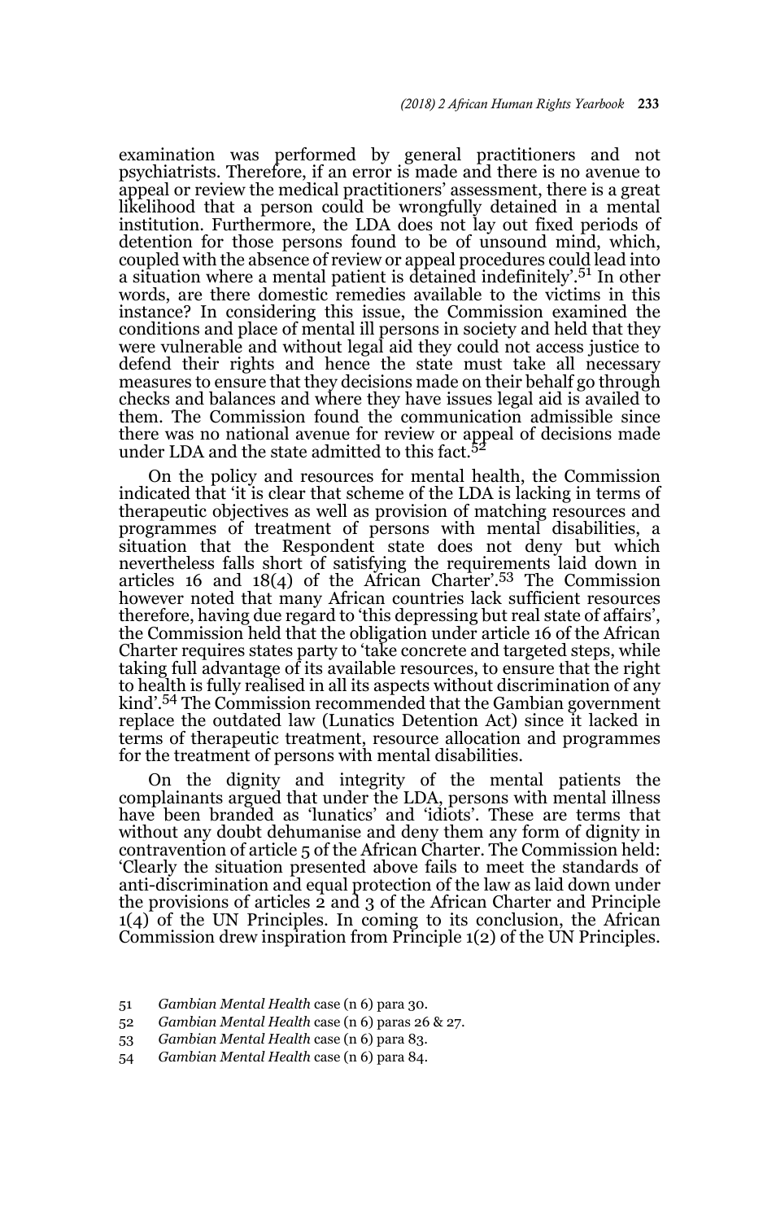examination was performed by general practitioners and not psychiatrists. Therefore, if an error is made and there is no avenue to appeal or review the medical practitioners' assessment, there is a great likelihood that a person could be wrongfully detained in a mental institution. Furthermore, the LDA does not lay out fixed periods of detention for those persons found to be of unsound mind, which, coupled with the absence of review or appeal procedures could lead into a situation where a mental patient is detained indefinitely'.[51] In other words, are there domestic remedies available to the victims in this instance? In considering this issue, the Commission examined the conditions and place of mental ill persons in society and held that they were vulnerable and without legal aid they could not access justice to defend their rights and hence the state must take all necessary measures to ensure that they decisions made on their behalf go through checks and balances and where they have issues legal aid is availed to them. The Commission found the communication admissible since there was no national avenue for review or appeal of decisions made under LDA and the state admitted to this fact.[52]

On the policy and resources for mental health, the Commission indicated that 'it is clear that scheme of the LDA is lacking in terms of therapeutic objectives as well as provision of matching resources and programmes of treatment of persons with mental disabilities, a situation that the Respondent state does not deny but which nevertheless falls short of satisfying the requirements laid down in articles 16 and 18(4) of the African Charter'.[53] The Commission however noted that many African countries lack sufficient resources therefore, having due regard to 'this depressing but real state of affairs', the Commission held that the obligation under article 16 of the African Charter requires states party to 'take concrete and targeted steps, while taking full advantage of its available resources, to ensure that the right to health is fully realised in all its aspects without discrimination of any kind'.[54] The Commission recommended that the Gambian government replace the outdated law (Lunatics Detention Act) since it lacked in terms of therapeutic treatment, resource allocation and programmes for the treatment of persons with mental disabilities.

On the dignity and integrity of the mental patients the complainants argued that under the LDA, persons with mental illness have been branded as 'lunatics' and 'idiots'. These are terms that without any doubt dehumanise and deny them any form of dignity in contravention of article 5 of the African Charter. The Commission held: 'Clearly the situation presented above fails to meet the standards of anti-discrimination and equal protection of the law as laid down under the provisions of articles 2 and 3 of the African Charter and Principle 1(4) of the UN Principles. In coming to its conclusion, the African Commission drew inspiration from Principle 1(2) of the UN Principles.

51 *Gambian Mental Health* case (n 6) para 30.

52 *Gambian Mental Health* case (n 6) paras 26 & 27.

53 *Gambian Mental Health* case (n 6) para 83.

54 *Gambian Mental Health* case (n 6) para 84.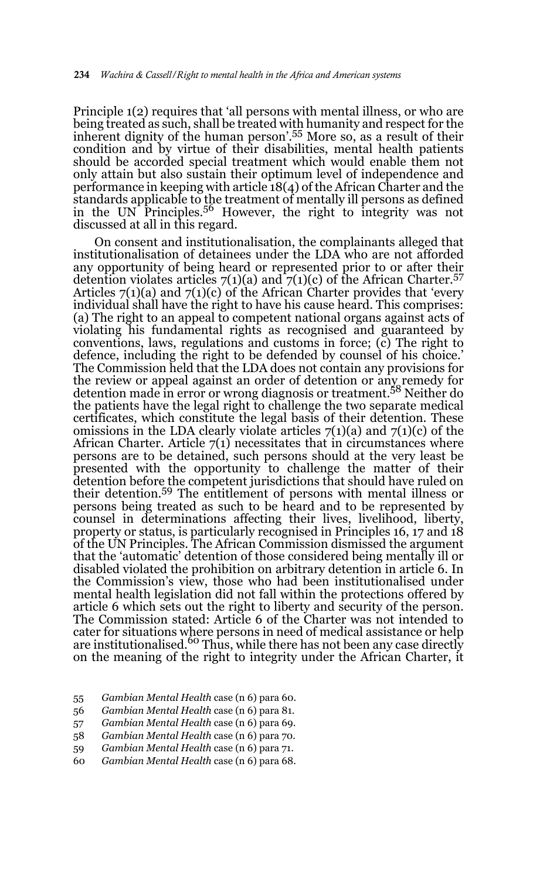Principle 1(2) requires that 'all persons with mental illness, or who are being treated as such, shall be treated with humanity and respect for the inherent dignity of the human person'.[55] More so, as a result of their condition and by virtue of their disabilities, mental health patients should be accorded special treatment which would enable them not only attain but also sustain their optimum level of independence and performance in keeping with article 18(4) of the African Charter and the standards applicable to the treatment of mentally ill persons as defined in the UN Principles.[56] However, the right to integrity was not discussed at all in this regard.

On consent and institutionalisation, the complainants alleged that institutionalisation of detainees under the LDA who are not afforded any opportunity of being heard or represented prior to or after their detention violates articles 7(1)(a) and 7(1)(c) of the African Charter.[57] Articles 7(1)(a) and 7(1)(c) of the African Charter provides that 'every individual shall have the right to have his cause heard. This comprises: (a) The right to an appeal to competent national organs against acts of violating his fundamental rights as recognised and guaranteed by conventions, laws, regulations and customs in force; (c) The right to defence, including the right to be defended by counsel of his choice.' The Commission held that the LDA does not contain any provisions for the review or appeal against an order of detention or any remedy for detention made in error or wrong diagnosis or treatment.[58] Neither do the patients have the legal right to challenge the two separate medical certificates, which constitute the legal basis of their detention. These omissions in the LDA clearly violate articles 7(1)(a) and 7(1)(c) of the African Charter. Article 7(1) necessitates that in circumstances where persons are to be detained, such persons should at the very least be presented with the opportunity to challenge the matter of their detention before the competent jurisdictions that should have ruled on their detention.[59] The entitlement of persons with mental illness or persons being treated as such to be heard and to be represented by counsel in determinations affecting their lives, livelihood, liberty, property or status, is particularly recognised in Principles 16, 17 and 18 of the UN Principles. The African Commission dismissed the argument that the 'automatic' detention of those considered being mentally ill or disabled violated the prohibition on arbitrary detention in article 6. In the Commission's view, those who had been institutionalised under mental health legislation did not fall within the protections offered by article 6 which sets out the right to liberty and security of the person. The Commission stated: Article 6 of the Charter was not intended to cater for situations where persons in need of medical assistance or help are institutionalised.[60] Thus, while there has not been any case directly on the meaning of the right to integrity under the African Charter, it

55 *Gambian Mental Health* case (n 6) para 60.

56 *Gambian Mental Health* case (n 6) para 81.

57 *Gambian Mental Health* case (n 6) para 69.

58 *Gambian Mental Health* case (n 6) para 70.

59 *Gambian Mental Health* case (n 6) para 71.

60 *Gambian Mental Health* case (n 6) para 68.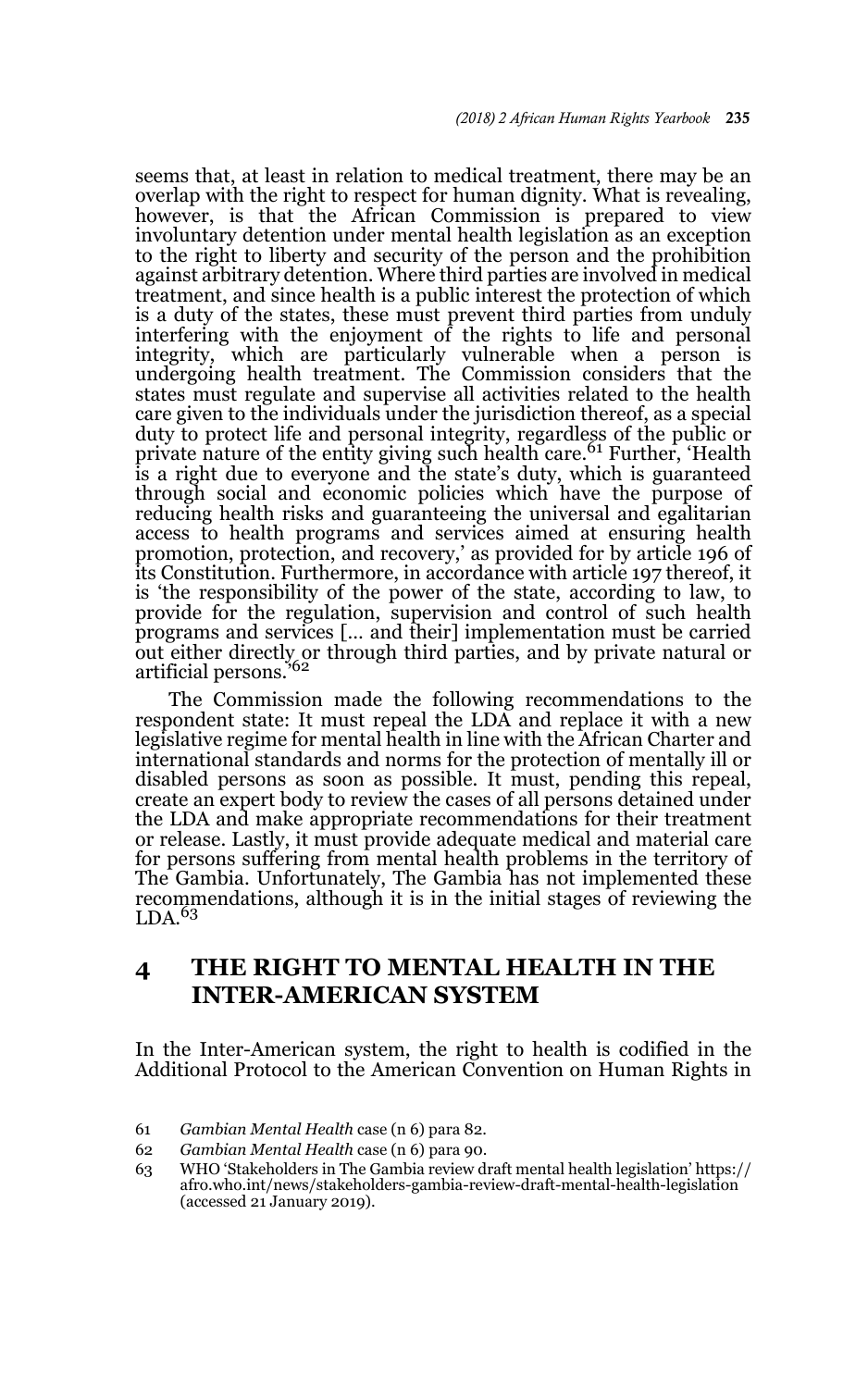seems that, at least in relation to medical treatment, there may be an overlap with the right to respect for human dignity. What is revealing, however, is that the African Commission is prepared to view involuntary detention under mental health legislation as an exception to the right to liberty and security of the person and the prohibition against arbitrary detention. Where third parties are involved in medical treatment, and since health is a public interest the protection of which is a duty of the states, these must prevent third parties from unduly interfering with the enjoyment of the rights to life and personal integrity, which are particularly vulnerable when a person is undergoing health treatment. The Commission considers that the states must regulate and supervise all activities related to the health care given to the individuals under the jurisdiction thereof, as a special duty to protect life and personal integrity, regardless of the public or private nature of the entity giving such health care.[61] Further, 'Health is a right due to everyone and the state's duty, which is guaranteed through social and economic policies which have the purpose of reducing health risks and guaranteeing the universal and egalitarian access to health programs and services aimed at ensuring health promotion, protection, and recovery,' as provided for by article 196 of its Constitution. Furthermore, in accordance with article 197 thereof, it is 'the responsibility of the power of the state, according to law, to provide for the regulation, supervision and control of such health programs and services [... and their] implementation must be carried out either directly or through third parties, and by private natural or artificial persons.'[62]

The Commission made the following recommendations to the respondent state: It must repeal the LDA and replace it with a new legislative regime for mental health in line with the African Charter and international standards and norms for the protection of mentally ill or disabled persons as soon as possible. It must, pending this repeal, create an expert body to review the cases of all persons detained under the LDA and make appropriate recommendations for their treatment or release. Lastly, it must provide adequate medical and material care for persons suffering from mental health problems in the territory of The Gambia. Unfortunately, The Gambia has not implemented these recommendations, although it is in the initial stages of reviewing the LDA.[63]

## 4 THE RIGHT TO MENTAL HEALTH IN THE INTER-AMERICAN SYSTEM

In the Inter-American system, the right to health is codified in the Additional Protocol to the American Convention on Human Rights in

61 *Gambian Mental Health* case (n 6) para 82.

62 *Gambian Mental Health* case (n 6) para 90.

63 WHO 'Stakeholders in The Gambia review draft mental health legislation' https://afro.who.int/news/stakeholders-gambia-review-draft-mental-health-legislation (accessed 21 January 2019).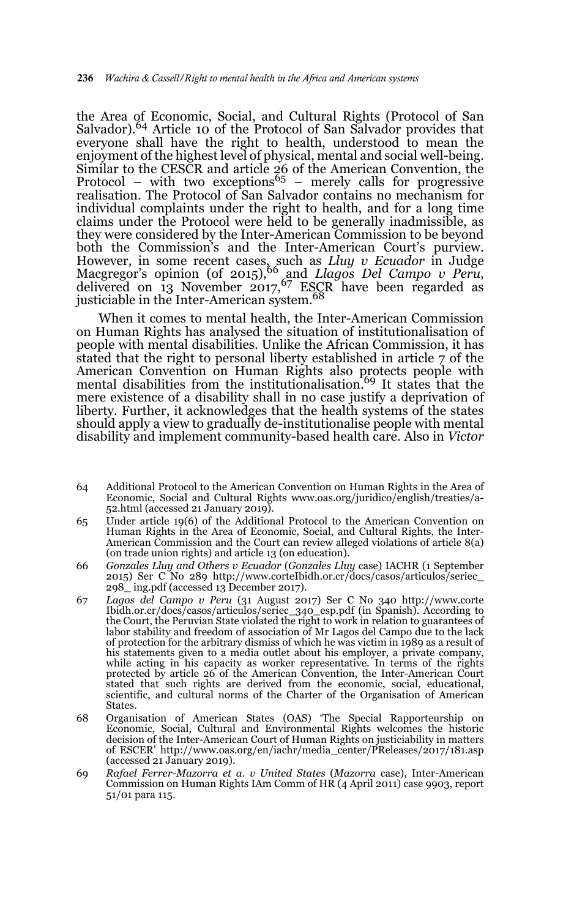the Area of Economic, Social, and Cultural Rights (Protocol of San Salvador).[64] Article 10 of the Protocol of San Salvador provides that everyone shall have the right to health, understood to mean the enjoyment of the highest level of physical, mental and social well-being. Similar to the CESCR and article 26 of the American Convention, the Protocol – with two exceptions[65] – merely calls for progressive realisation. The Protocol of San Salvador contains no mechanism for individual complaints under the right to health, and for a long time claims under the Protocol were held to be generally inadmissible, as they were considered by the Inter-American Commission to be beyond both the Commission's and the Inter-American Court's purview. However, in some recent cases, such as *Lluy v Ecuador* in Judge Macgregor's opinion (of 2015),[66] and *Llagos Del Campo v Peru*, delivered on 13 November 2017,[67] ESCR have been regarded as justiciable in the Inter-American system.[68]

When it comes to mental health, the Inter-American Commission on Human Rights has analysed the situation of institutionalisation of people with mental disabilities. Unlike the African Commission, it has stated that the right to personal liberty established in article 7 of the American Convention on Human Rights also protects people with mental disabilities from the institutionalisation.[69] It states that the mere existence of a disability shall in no case justify a deprivation of liberty. Further, it acknowledges that the health systems of the states should apply a view to gradually de-institutionalise people with mental disability and implement community-based health care. Also in *Victor*

---

64 Additional Protocol to the American Convention on Human Rights in the Area of Economic, Social and Cultural Rights www.oas.org/juridico/english/treaties/a-52.html (accessed 21 January 2019).

65 Under article 19(6) of the Additional Protocol to the American Convention on Human Rights in the Area of Economic, Social, and Cultural Rights, the Inter-American Commission and the Court can review alleged violations of article 8(a) (on trade union rights) and article 13 (on education).

66 *Gonzales Lluy and Others v Ecuador* (*Gonzales Lluy* case) IACHR (1 September 2015) Ser C No 289 http://www.corteIbidh.or.cr/docs/casos/articulos/seriec_298_ ing.pdf (accessed 13 December 2017).

67 *Lagos del Campo v Peru* (31 August 2017) Ser C No 340 http://www.corte Ibidh.or.cr/docs/casos/articulos/seriec_340_esp.pdf (in Spanish). According to the Court, the Peruvian State violated the right to work in relation to guarantees of labor stability and freedom of association of Mr Lagos del Campo due to the lack of protection for the arbitrary dismiss of which he was victim in 1989 as a result of his statements given to a media outlet about his employer, a private company, while acting in his capacity as worker representative. In terms of the rights protected by article 26 of the American Convention, the Inter-American Court stated that such rights are derived from the economic, social, educational, scientific, and cultural norms of the Charter of the Organisation of American States.

68 Organisation of American States (OAS) 'The Special Rapporteurship on Economic, Social, Cultural and Environmental Rights welcomes the historic decision of the Inter-American Court of Human Rights on justiciability in matters of ESCER' http://www.oas.org/en/iachr/media_center/PReleases/2017/181.asp (accessed 21 January 2019).

69 *Rafael Ferrer-Mazorra et a. v United States* (*Mazorra* case), Inter-American Commission on Human Rights IAm Comm of HR (4 April 2011) case 9903, report 51/01 para 115.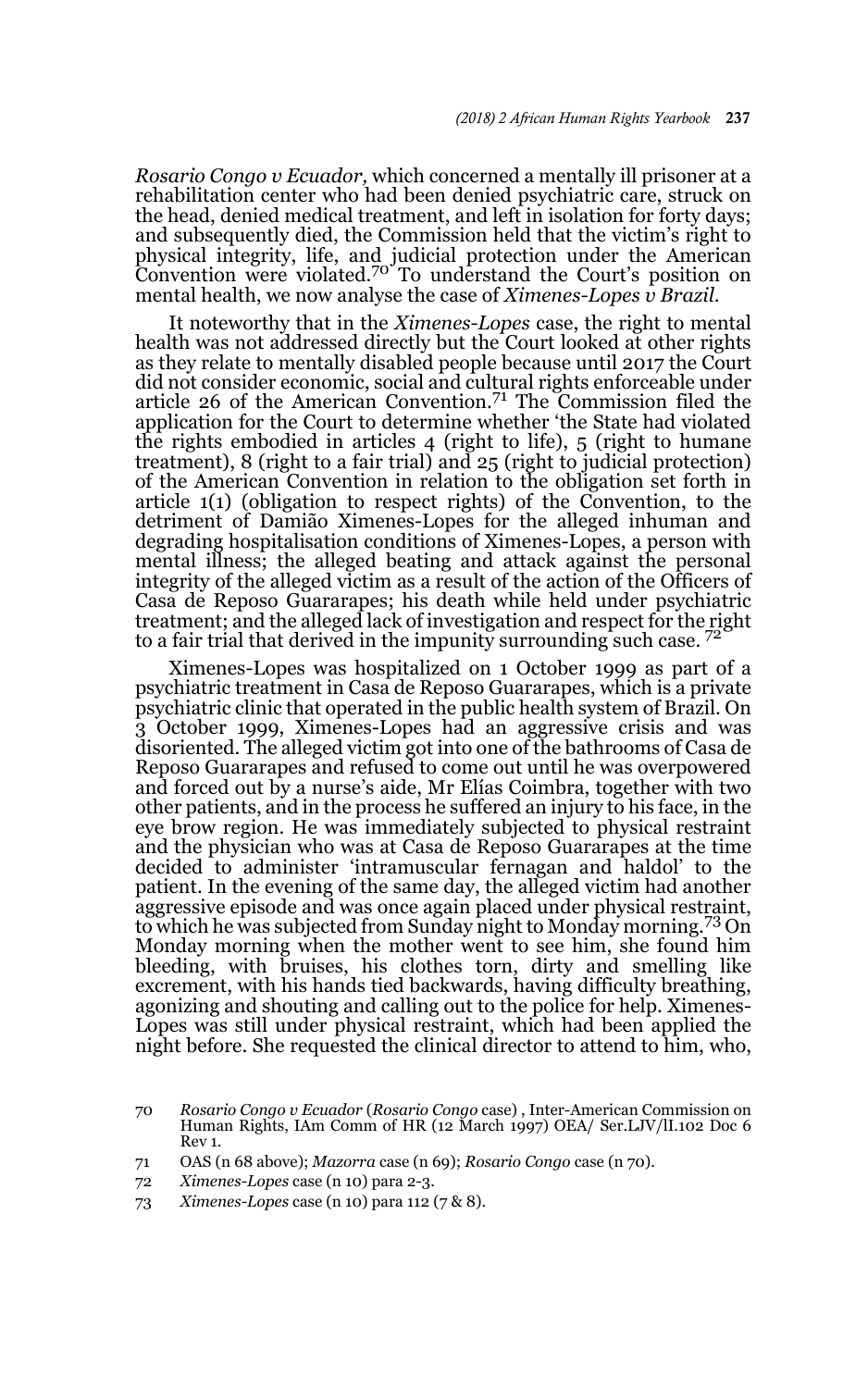*Rosario Congo v Ecuador,* which concerned a mentally ill prisoner at a rehabilitation center who had been denied psychiatric care, struck on the head, denied medical treatment, and left in isolation for forty days; and subsequently died, the Commission held that the victim's right to physical integrity, life, and judicial protection under the American Convention were violated.[70] To understand the Court's position on mental health, we now analyse the case of *Ximenes-Lopes v Brazil.*

It noteworthy that in the *Ximenes-Lopes* case, the right to mental health was not addressed directly but the Court looked at other rights as they relate to mentally disabled people because until 2017 the Court did not consider economic, social and cultural rights enforceable under article 26 of the American Convention.[71] The Commission filed the application for the Court to determine whether 'the State had violated the rights embodied in articles 4 (right to life), 5 (right to humane treatment), 8 (right to a fair trial) and 25 (right to judicial protection) of the American Convention in relation to the obligation set forth in article 1(1) (obligation to respect rights) of the Convention, to the detriment of Damião Ximenes-Lopes for the alleged inhuman and degrading hospitalisation conditions of Ximenes-Lopes, a person with mental illness; the alleged beating and attack against the personal integrity of the alleged victim as a result of the action of the Officers of Casa de Reposo Guararapes; his death while held under psychiatric treatment; and the alleged lack of investigation and respect for the right to a fair trial that derived in the impunity surrounding such case. [72]

Ximenes-Lopes was hospitalized on 1 October 1999 as part of a psychiatric treatment in Casa de Reposo Guararapes, which is a private psychiatric clinic that operated in the public health system of Brazil. On 3 October 1999, Ximenes-Lopes had an aggressive crisis and was disoriented. The alleged victim got into one of the bathrooms of Casa de Reposo Guararapes and refused to come out until he was overpowered and forced out by a nurse's aide, Mr Elías Coimbra, together with two other patients, and in the process he suffered an injury to his face, in the eye brow region. He was immediately subjected to physical restraint and the physician who was at Casa de Reposo Guararapes at the time decided to administer 'intramuscular fernagan and haldol' to the patient. In the evening of the same day, the alleged victim had another aggressive episode and was once again placed under physical restraint, to which he was subjected from Sunday night to Monday morning.[73] On Monday morning when the mother went to see him, she found him bleeding, with bruises, his clothes torn, dirty and smelling like excrement, with his hands tied backwards, having difficulty breathing, agonizing and shouting and calling out to the police for help. Ximenes-Lopes was still under physical restraint, which had been applied the night before. She requested the clinical director to attend to him, who,

70 *Rosario Congo v Ecuador* (*Rosario Congo* case) , Inter-American Commission on Human Rights, IAm Comm of HR (12 March 1997) OEA/ Ser.LJV/lI.102 Doc 6 Rev 1.

71 OAS (n 68 above); *Mazorra* case (n 69); *Rosario Congo* case (n 70).

72 *Ximenes-Lopes* case (n 10) para 2-3.

73 *Ximenes-Lopes* case (n 10) para 112 (7 & 8).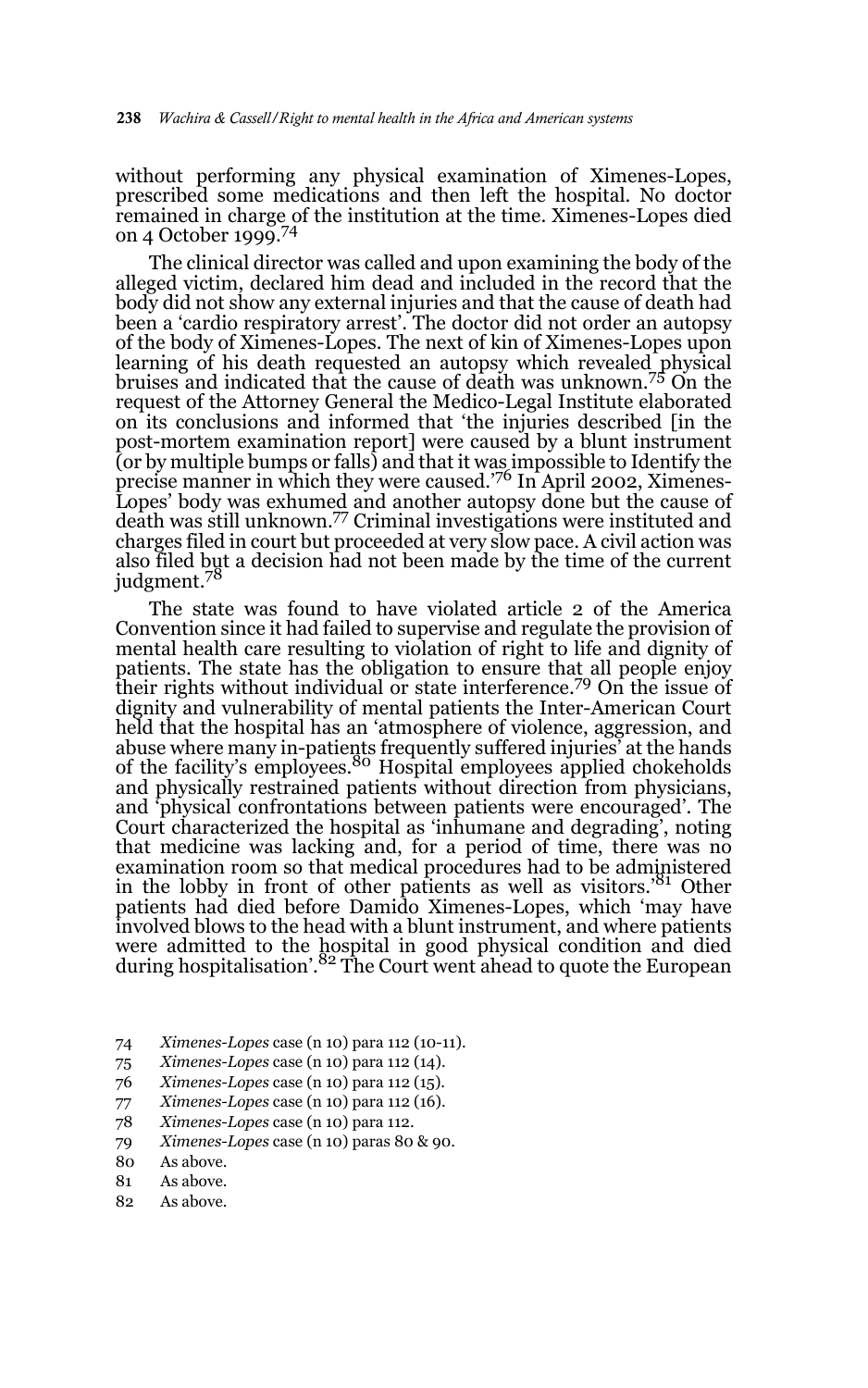without performing any physical examination of Ximenes-Lopes, prescribed some medications and then left the hospital. No doctor remained in charge of the institution at the time. Ximenes-Lopes died on 4 October 1999.[74]

The clinical director was called and upon examining the body of the alleged victim, declared him dead and included in the record that the body did not show any external injuries and that the cause of death had been a 'cardio respiratory arrest'. The doctor did not order an autopsy of the body of Ximenes-Lopes. The next of kin of Ximenes-Lopes upon learning of his death requested an autopsy which revealed physical bruises and indicated that the cause of death was unknown.[75] On the request of the Attorney General the Medico-Legal Institute elaborated on its conclusions and informed that 'the injuries described [in the post-mortem examination report] were caused by a blunt instrument (or by multiple bumps or falls) and that it was impossible to Identify the precise manner in which they were caused.'[76] In April 2002, Ximenes-Lopes' body was exhumed and another autopsy done but the cause of death was still unknown.[77] Criminal investigations were instituted and charges filed in court but proceeded at very slow pace. A civil action was also filed but a decision had not been made by the time of the current judgment.[78]

The state was found to have violated article 2 of the America Convention since it had failed to supervise and regulate the provision of mental health care resulting to violation of right to life and dignity of patients. The state has the obligation to ensure that all people enjoy their rights without individual or state interference.[79] On the issue of dignity and vulnerability of mental patients the Inter-American Court held that the hospital has an 'atmosphere of violence, aggression, and abuse where many in-patients frequently suffered injuries' at the hands of the facility's employees.[80] Hospital employees applied chokeholds and physically restrained patients without direction from physicians, and 'physical confrontations between patients were encouraged'. The Court characterized the hospital as 'inhumane and degrading', noting that medicine was lacking and, for a period of time, there was no examination room so that medical procedures had to be administered in the lobby in front of other patients as well as visitors.'[81] Other patients had died before Damido Ximenes-Lopes, which 'may have involved blows to the head with a blunt instrument, and where patients were admitted to the hospital in good physical condition and died during hospitalisation'.[82] The Court went ahead to quote the European

74 *Ximenes-Lopes* case (n 10) para 112 (10-11).
75 *Ximenes-Lopes* case (n 10) para 112 (14).
76 *Ximenes-Lopes* case (n 10) para 112 (15).
77 *Ximenes-Lopes* case (n 10) para 112 (16).
78 *Ximenes-Lopes* case (n 10) para 112.
79 *Ximenes-Lopes* case (n 10) paras 80 & 90.
80 As above.
81 As above.
82 As above.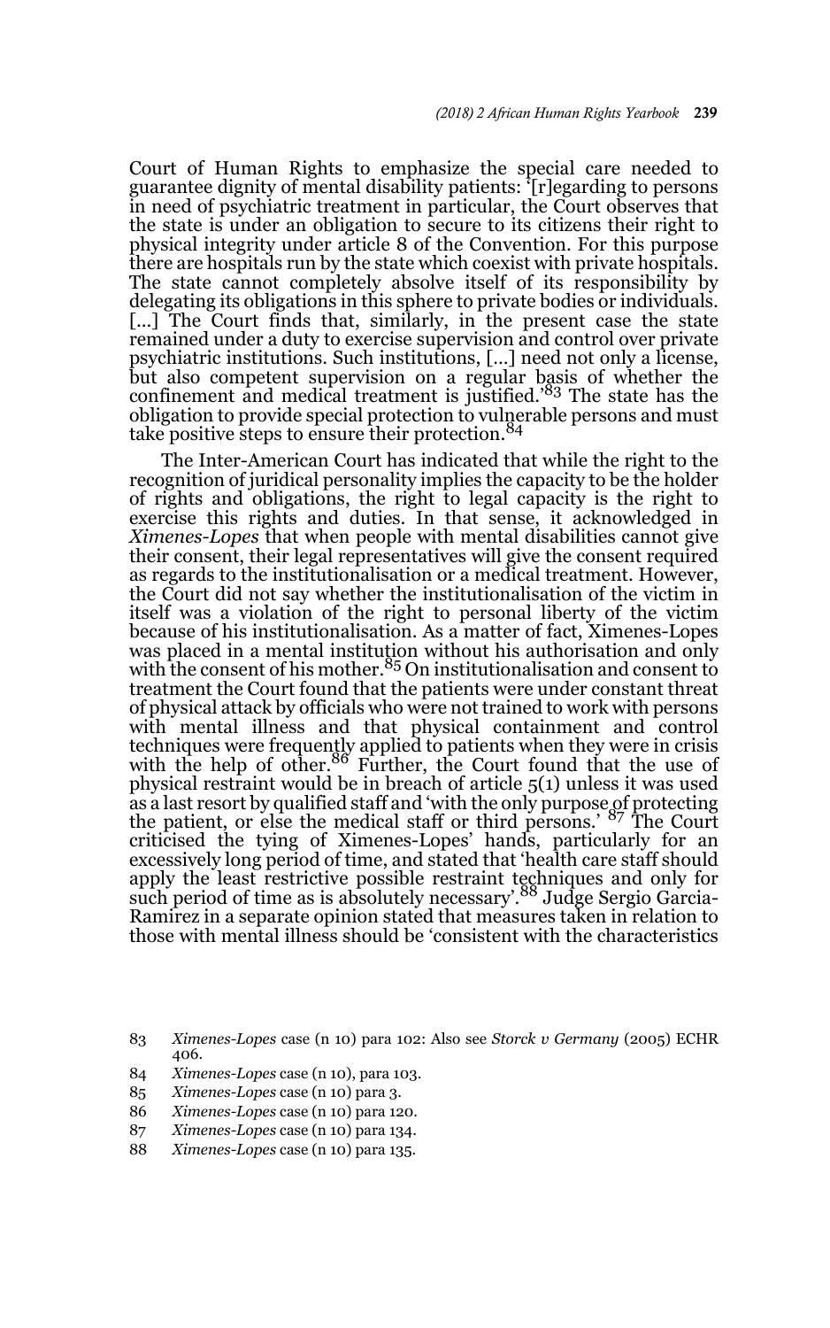Court of Human Rights to emphasize the special care needed to guarantee dignity of mental disability patients: '[r]egarding to persons in need of psychiatric treatment in particular, the Court observes that the state is under an obligation to secure to its citizens their right to physical integrity under article 8 of the Convention. For this purpose there are hospitals run by the state which coexist with private hospitals. The state cannot completely absolve itself of its responsibility by delegating its obligations in this sphere to private bodies or individuals. [...] The Court finds that, similarly, in the present case the state remained under a duty to exercise supervision and control over private psychiatric institutions. Such institutions, [...] need not only a license, but also competent supervision on a regular basis of whether the confinement and medical treatment is justified.'[83] The state has the obligation to provide special protection to vulnerable persons and must take positive steps to ensure their protection.[84]

The Inter-American Court has indicated that while the right to the recognition of juridical personality implies the capacity to be the holder of rights and obligations, the right to legal capacity is the right to exercise this rights and duties. In that sense, it acknowledged in *Ximenes-Lopes* that when people with mental disabilities cannot give their consent, their legal representatives will give the consent required as regards to the institutionalisation or a medical treatment. However, the Court did not say whether the institutionalisation of the victim in itself was a violation of the right to personal liberty of the victim because of his institutionalisation. As a matter of fact, Ximenes-Lopes was placed in a mental institution without his authorisation and only with the consent of his mother.[85] On institutionalisation and consent to treatment the Court found that the patients were under constant threat of physical attack by officials who were not trained to work with persons with mental illness and that physical containment and control techniques were frequently applied to patients when they were in crisis with the help of other.[86] Further, the Court found that the use of physical restraint would be in breach of article 5(1) unless it was used as a last resort by qualified staff and 'with the only purpose of protecting the patient, or else the medical staff or third persons.' [87] The Court criticised the tying of Ximenes-Lopes' hands, particularly for an excessively long period of time, and stated that 'health care staff should apply the least restrictive possible restraint techniques and only for such period of time as is absolutely necessary'.[88] Judge Sergio Garcia-Ramirez in a separate opinion stated that measures taken in relation to those with mental illness should be 'consistent with the characteristics

83 *Ximenes-Lopes* case (n 10) para 102: Also see *Storck v Germany* (2005) ECHR 406.

84 *Ximenes-Lopes* case (n 10), para 103.

85 *Ximenes-Lopes* case (n 10) para 3.

86 *Ximenes-Lopes* case (n 10) para 120.

87 *Ximenes-Lopes* case (n 10) para 134.

88 *Ximenes-Lopes* case (n 10) para 135.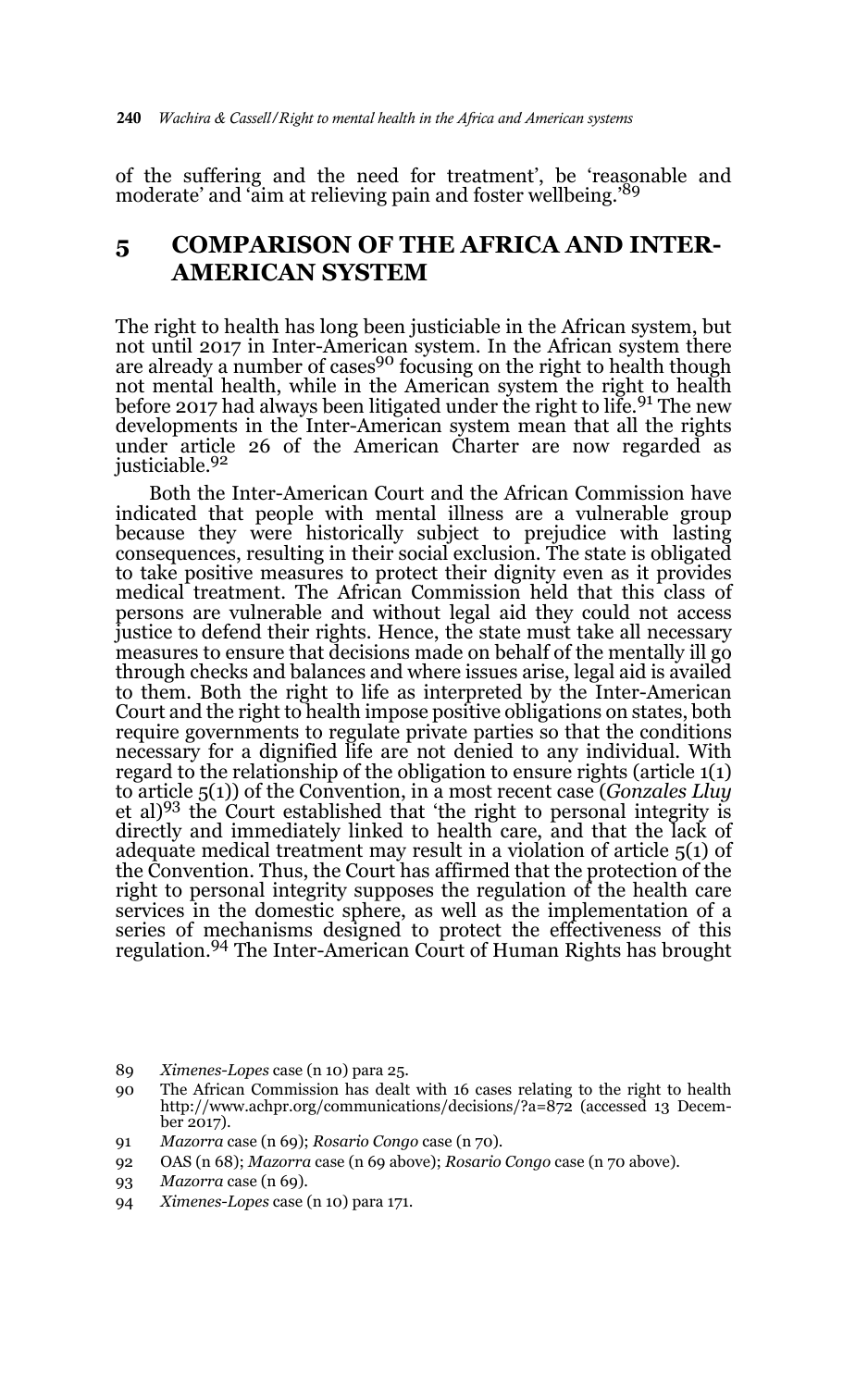of the suffering and the need for treatment', be 'reasonable and moderate' and 'aim at relieving pain and foster wellbeing.'[89]

## 5 COMPARISON OF THE AFRICA AND INTER-AMERICAN SYSTEM

The right to health has long been justiciable in the African system, but not until 2017 in Inter-American system. In the African system there are already a number of cases[90] focusing on the right to health though not mental health, while in the American system the right to health before 2017 had always been litigated under the right to life.[91] The new developments in the Inter-American system mean that all the rights under article 26 of the American Charter are now regarded as justiciable.[92]

Both the Inter-American Court and the African Commission have indicated that people with mental illness are a vulnerable group because they were historically subject to prejudice with lasting consequences, resulting in their social exclusion. The state is obligated to take positive measures to protect their dignity even as it provides medical treatment. The African Commission held that this class of persons are vulnerable and without legal aid they could not access justice to defend their rights. Hence, the state must take all necessary measures to ensure that decisions made on behalf of the mentally ill go through checks and balances and where issues arise, legal aid is availed to them. Both the right to life as interpreted by the Inter-American Court and the right to health impose positive obligations on states, both require governments to regulate private parties so that the conditions necessary for a dignified life are not denied to any individual. With regard to the relationship of the obligation to ensure rights (article 1(1) to article 5(1)) of the Convention, in a most recent case (*Gonzales Lluy* et al)[93] the Court established that 'the right to personal integrity is directly and immediately linked to health care, and that the lack of adequate medical treatment may result in a violation of article 5(1) of the Convention. Thus, the Court has affirmed that the protection of the right to personal integrity supposes the regulation of the health care services in the domestic sphere, as well as the implementation of a series of mechanisms designed to protect the effectiveness of this regulation.[94] The Inter-American Court of Human Rights has brought

89 *Ximenes-Lopes* case (n 10) para 25.

90 The African Commission has dealt with 16 cases relating to the right to health http://www.achpr.org/communications/decisions/?a=872 (accessed 13 December 2017).

91 *Mazorra* case (n 69); *Rosario Congo* case (n 70).

92 OAS (n 68); *Mazorra* case (n 69 above); *Rosario Congo* case (n 70 above).

93 *Mazorra* case (n 69).

94 *Ximenes-Lopes* case (n 10) para 171.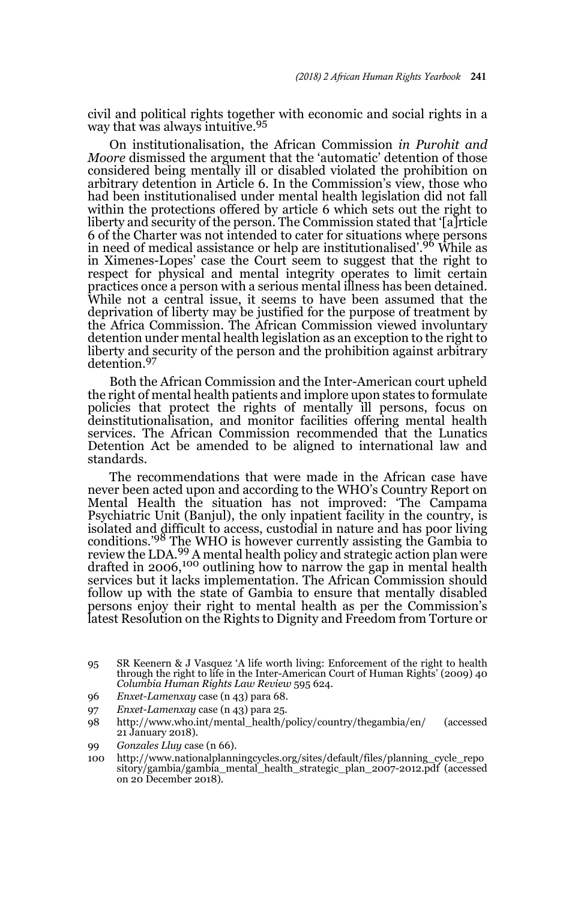civil and political rights together with economic and social rights in a way that was always intuitive.[95]

On institutionalisation, the African Commission *in Purohit and Moore* dismissed the argument that the 'automatic' detention of those considered being mentally ill or disabled violated the prohibition on arbitrary detention in Article 6. In the Commission's view, those who had been institutionalised under mental health legislation did not fall within the protections offered by article 6 which sets out the right to liberty and security of the person. The Commission stated that '[a]rticle 6 of the Charter was not intended to cater for situations where persons in need of medical assistance or help are institutionalised'.[96] While as in Ximenes-Lopes' case the Court seem to suggest that the right to respect for physical and mental integrity operates to limit certain practices once a person with a serious mental illness has been detained. While not a central issue, it seems to have been assumed that the deprivation of liberty may be justified for the purpose of treatment by the Africa Commission. The African Commission viewed involuntary detention under mental health legislation as an exception to the right to liberty and security of the person and the prohibition against arbitrary detention.[97]

Both the African Commission and the Inter-American court upheld the right of mental health patients and implore upon states to formulate policies that protect the rights of mentally ill persons, focus on deinstitutionalisation, and monitor facilities offering mental health services. The African Commission recommended that the Lunatics Detention Act be amended to be aligned to international law and standards.

The recommendations that were made in the African case have never been acted upon and according to the WHO's Country Report on Mental Health the situation has not improved: 'The Campama Psychiatric Unit (Banjul), the only inpatient facility in the country, is isolated and difficult to access, custodial in nature and has poor living conditions.'[98] The WHO is however currently assisting the Gambia to review the LDA.[99] A mental health policy and strategic action plan were drafted in 2006,[100] outlining how to narrow the gap in mental health services but it lacks implementation. The African Commission should follow up with the state of Gambia to ensure that mentally disabled persons enjoy their right to mental health as per the Commission's latest Resolution on the Rights to Dignity and Freedom from Torture or

---

95 SR Keenern & J Vasquez 'A life worth living: Enforcement of the right to health through the right to life in the Inter-American Court of Human Rights' (2009) 40 *Columbia Human Rights Law Review* 595 624.

96 *Enxet-Lamenxay* case (n 43) para 68.

97 *Enxet-Lamenxay* case (n 43) para 25.

98 http://www.who.int/mental_health/policy/country/thegambia/en/ (accessed 21 January 2018).

99 *Gonzales Lluy* case (n 66).

100 http://www.nationalplanningcycles.org/sites/default/files/planning_cycle_repository/gambia/gambia_mental_health_strategic_plan_2007-2012.pdf (accessed on 20 December 2018).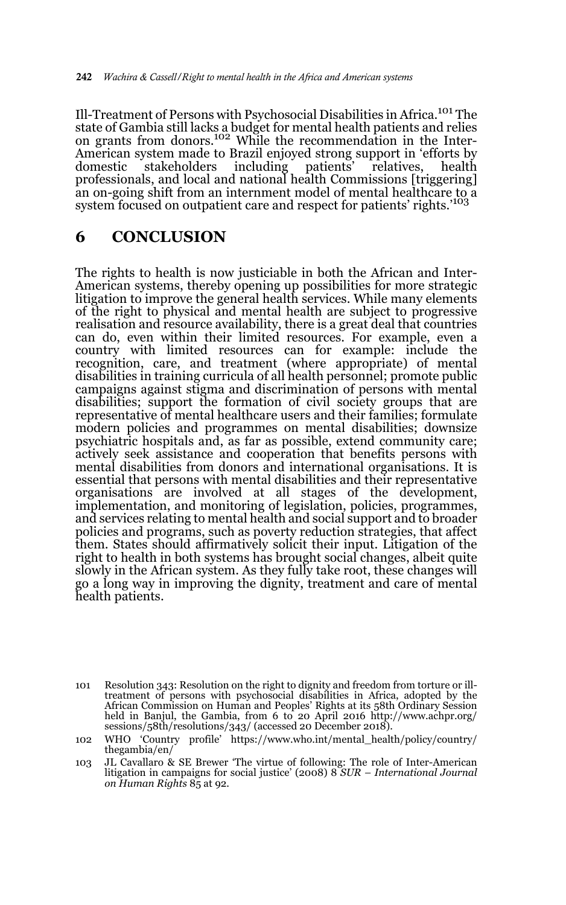Ill-Treatment of Persons with Psychosocial Disabilities in Africa.[101] The state of Gambia still lacks a budget for mental health patients and relies on grants from donors.[102] While the recommendation in the Inter-American system made to Brazil enjoyed strong support in 'efforts by domestic stakeholders including patients' relatives, health professionals, and local and national health Commissions [triggering] an on-going shift from an internment model of mental healthcare to a system focused on outpatient care and respect for patients' rights.'[103]

## 6 CONCLUSION

The rights to health is now justiciable in both the African and Inter-American systems, thereby opening up possibilities for more strategic litigation to improve the general health services. While many elements of the right to physical and mental health are subject to progressive realisation and resource availability, there is a great deal that countries can do, even within their limited resources. For example, even a country with limited resources can for example: include the recognition, care, and treatment (where appropriate) of mental disabilities in training curricula of all health personnel; promote public campaigns against stigma and discrimination of persons with mental disabilities; support the formation of civil society groups that are representative of mental healthcare users and their families; formulate modern policies and programmes on mental disabilities; downsize psychiatric hospitals and, as far as possible, extend community care; actively seek assistance and cooperation that benefits persons with mental disabilities from donors and international organisations. It is essential that persons with mental disabilities and their representative organisations are involved at all stages of the development, implementation, and monitoring of legislation, policies, programmes, and services relating to mental health and social support and to broader policies and programs, such as poverty reduction strategies, that affect them. States should affirmatively solicit their input. Litigation of the right to health in both systems has brought social changes, albeit quite slowly in the African system. As they fully take root, these changes will go a long way in improving the dignity, treatment and care of mental health patients.

---

101 Resolution 343: Resolution on the right to dignity and freedom from torture or ill-treatment of persons with psychosocial disabilities in Africa, adopted by the African Commission on Human and Peoples' Rights at its 58th Ordinary Session held in Banjul, the Gambia, from 6 to 20 April 2016 http://www.achpr.org/sessions/58th/resolutions/343/ (accessed 20 December 2018).

102 WHO 'Country profile' https://www.who.int/mental_health/policy/country/thegambia/en/

103 JL Cavallaro & SE Brewer 'The virtue of following: The role of Inter-American litigation in campaigns for social justice' (2008) 8 *SUR – International Journal on Human Rights* 85 at 92.